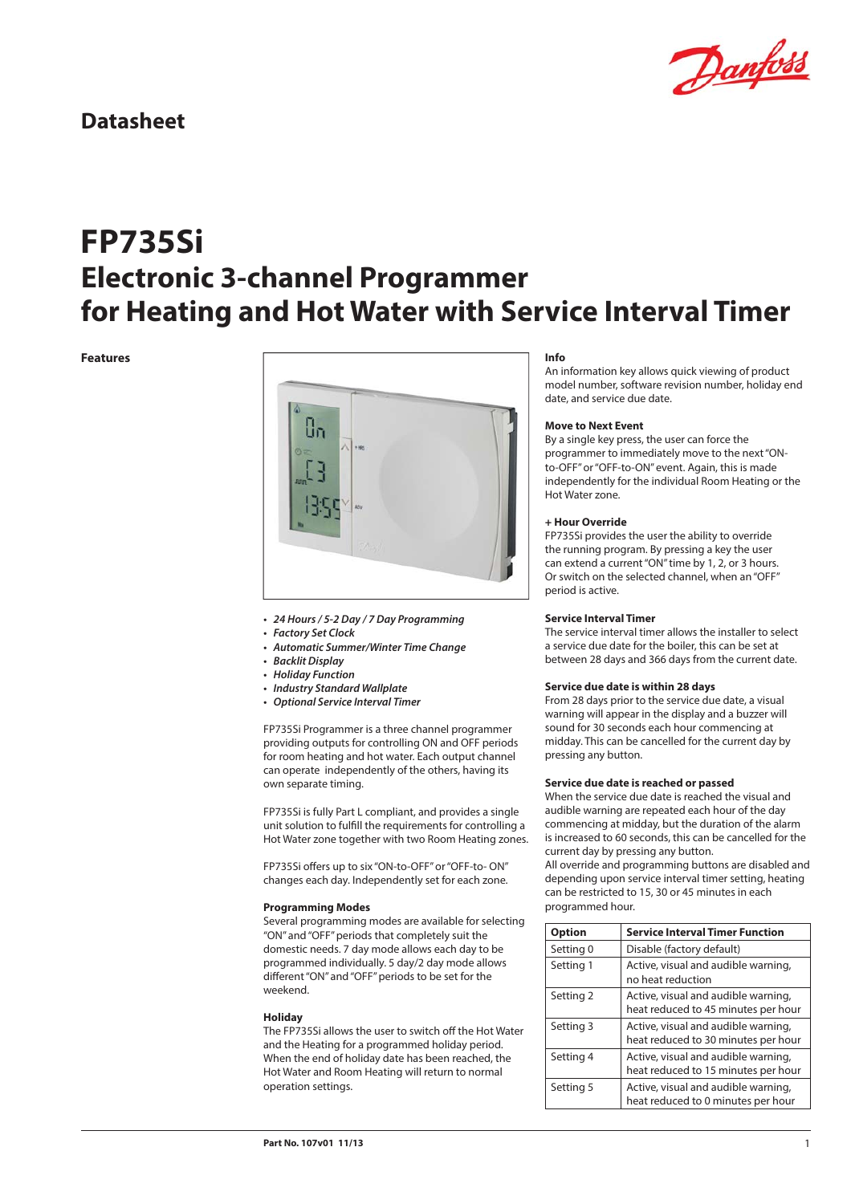## Datasheet

# FP735Si
# Electronic 3-channel Programmer for Heating and Hot Water with Service Interval Timer

### Features

- *24 Hours / 5-2 Day / 7 Day Programming*
- *Factory Set Clock*
- *Automatic Summer/Winter Time Change*
- *Backlit Display*
- *Holiday Function*
- *Industry Standard Wallplate*
- *Optional Service Interval Timer*

FP735Si Programmer is a three channel programmer providing outputs for controlling ON and OFF periods for room heating and hot water. Each output channel can operate independently of the others, having its own separate timing.

FP735Si is fully Part L compliant, and provides a single unit solution to fulfill the requirements for controlling a Hot Water zone together with two Room Heating zones.

FP735Si offers up to six "ON-to-OFF" or "OFF-to- ON" changes each day. Independently set for each zone.

**Programming Modes**

Several programming modes are available for selecting "ON" and "OFF" periods that completely suit the domestic needs. 7 day mode allows each day to be programmed individually. 5 day/2 day mode allows different "ON" and "OFF" periods to be set for the weekend.

**Holiday**

The FP735Si allows the user to switch off the Hot Water and the Heating for a programmed holiday period. When the end of holiday date has been reached, the Hot Water and Room Heating will return to normal operation settings.

**Info**

An information key allows quick viewing of product model number, software revision number, holiday end date, and service due date.

**Move to Next Event**

By a single key press, the user can force the programmer to immediately move to the next "ON-to-OFF" or "OFF-to-ON" event. Again, this is made independently for the individual Room Heating or the Hot Water zone.

**+ Hour Override**

FP735Si provides the user the ability to override the running program. By pressing a key the user can extend a current "ON" time by 1, 2, or 3 hours. Or switch on the selected channel, when an "OFF" period is active.

**Service Interval Timer**

The service interval timer allows the installer to select a service due date for the boiler, this can be set at between 28 days and 366 days from the current date.

**Service due date is within 28 days**

From 28 days prior to the service due date, a visual warning will appear in the display and a buzzer will sound for 30 seconds each hour commencing at midday. This can be cancelled for the current day by pressing any button.

**Service due date is reached or passed**

When the service due date is reached the visual and audible warning are repeated each hour of the day commencing at midday, but the duration of the alarm is increased to 60 seconds, this can be cancelled for the current day by pressing any button.
All override and programming buttons are disabled and depending upon service interval timer setting, heating can be restricted to 15, 30 or 45 minutes in each programmed hour.

| Option | Service Interval Timer Function |
|---|---|
| Setting 0 | Disable (factory default) |
| Setting 1 | Active, visual and audible warning, no heat reduction |
| Setting 2 | Active, visual and audible warning, heat reduced to 45 minutes per hour |
| Setting 3 | Active, visual and audible warning, heat reduced to 30 minutes per hour |
| Setting 4 | Active, visual and audible warning, heat reduced to 15 minutes per hour |
| Setting 5 | Active, visual and audible warning, heat reduced to 0 minutes per hour |

Part No. 107v01 11/13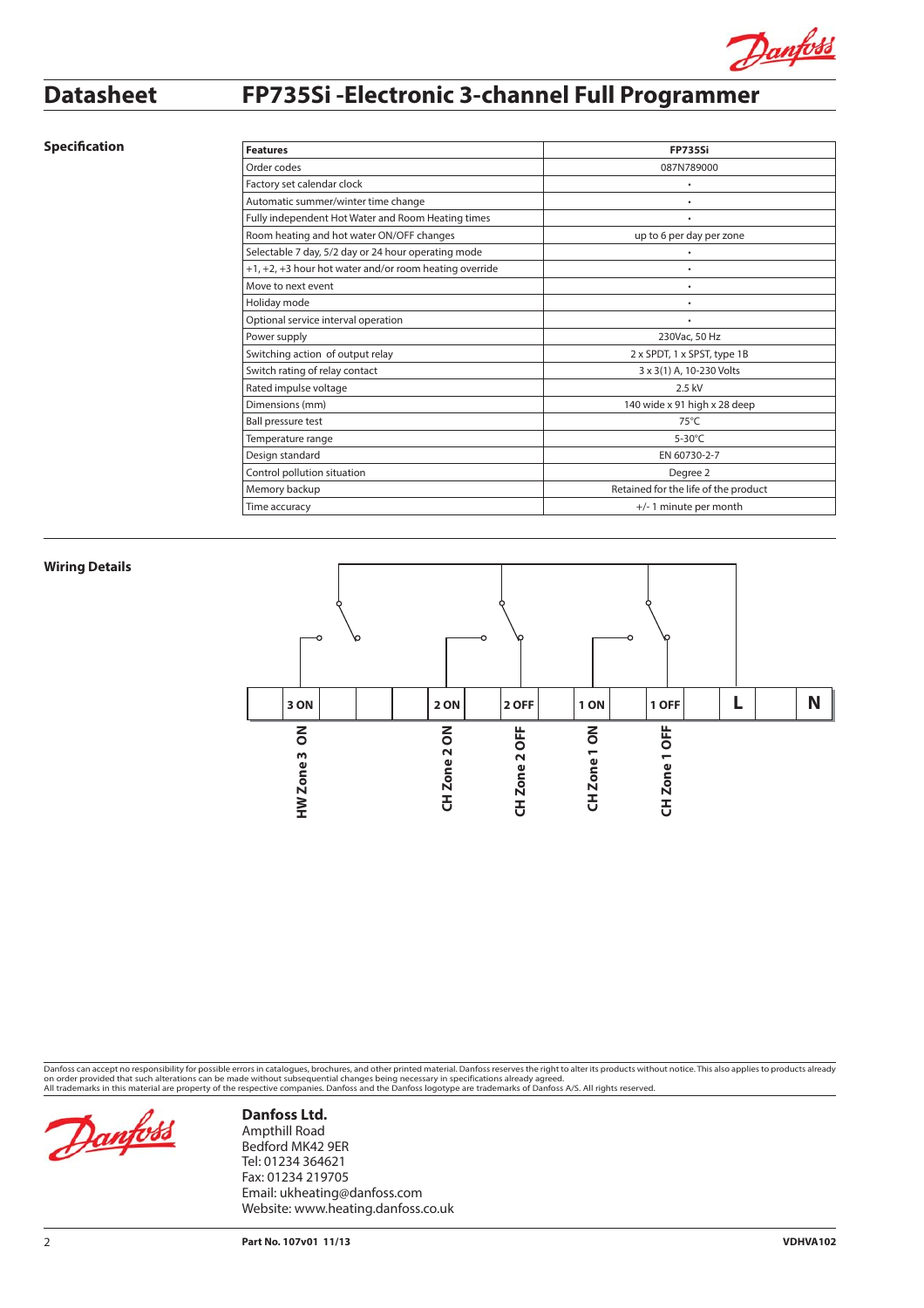# Datasheet FP735Si -Electronic 3-channel Full Programmer

## Specification

| Features | FP735Si |
|---|---|
| Order codes | 087N789000 |
| Factory set calendar clock | • |
| Automatic summer/winter time change | • |
| Fully independent Hot Water and Room Heating times | • |
| Room heating and hot water ON/OFF changes | up to 6 per day per zone |
| Selectable 7 day, 5/2 day or 24 hour operating mode | • |
| +1, +2, +3 hour hot water and/or room heating override | • |
| Move to next event | • |
| Holiday mode | • |
| Optional service interval operation | • |
| Power supply | 230Vac, 50 Hz |
| Switching action of output relay | 2 x SPDT, 1 x SPST, type 1B |
| Switch rating of relay contact | 3 x 3(1) A, 10-230 Volts |
| Rated impulse voltage | 2.5 kV |
| Dimensions (mm) | 140 wide x 91 high x 28 deep |
| Ball pressure test | 75°C |
| Temperature range | 5-30°C |
| Design standard | EN 60730-2-7 |
| Control pollution situation | Degree 2 |
| Memory backup | Retained for the life of the product |
| Time accuracy | +/- 1 minute per month |

## Wiring Details

3 ON
2 ON
2 OFF
1 ON
1 OFF
L
N

HW Zone 3 ON
CH Zone 2 ON
CH Zone 2 OFF
CH Zone 1 ON
CH Zone 1 OFF

Danfoss can accept no responsibility for possible errors in catalogues, brochures, and other printed material. Danfoss reserves the right to alter its products without notice. This also applies to products already on order provided that such alterations can be made without subsequential changes being necessary in specifications already agreed.
All trademarks in this material are property of the respective companies. Danfoss and the Danfoss logotype are trademarks of Danfoss A/S. All rights reserved.

**Danfoss Ltd.**
Ampthill Road
Bedford MK42 9ER
Tel: 01234 364621
Fax: 01234 219705
Email: ukheating@danfoss.com
Website: www.heating.danfoss.co.uk

**Part No. 107v01 11/13** **VDHVA102**